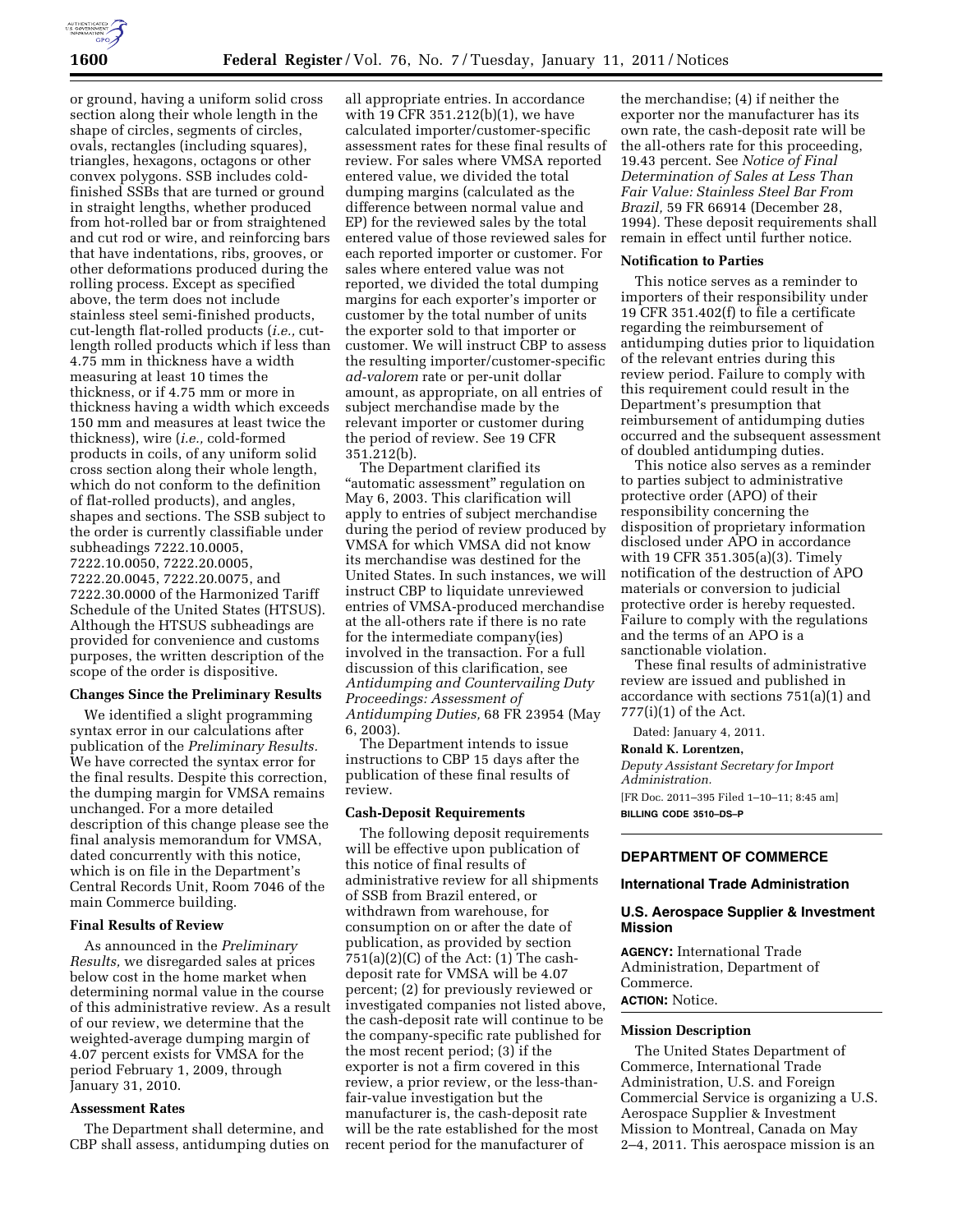or ground, having a uniform solid cross section along their whole length in the shape of circles, segments of circles, ovals, rectangles (including squares), triangles, hexagons, octagons or other convex polygons. SSB includes cold-finished SSBs that are turned or ground in straight lengths, whether produced from hot-rolled bar or from straightened and cut rod or wire, and reinforcing bars that have indentations, ribs, grooves, or other deformations produced during the rolling process. Except as specified above, the term does not include stainless steel semi-finished products, cut-length flat-rolled products (*i.e.,* cut-length rolled products which if less than 4.75 mm in thickness have a width measuring at least 10 times the thickness, or if 4.75 mm or more in thickness having a width which exceeds 150 mm and measures at least twice the thickness), wire (*i.e.,* cold-formed products in coils, of any uniform solid cross section along their whole length, which do not conform to the definition of flat-rolled products), and angles, shapes and sections. The SSB subject to the order is currently classifiable under subheadings 7222.10.0005, 7222.10.0050, 7222.20.0005, 7222.20.0045, 7222.20.0075, and 7222.30.0000 of the Harmonized Tariff Schedule of the United States (HTSUS). Although the HTSUS subheadings are provided for convenience and customs purposes, the written description of the scope of the order is dispositive.

**Changes Since the Preliminary Results**

We identified a slight programming syntax error in our calculations after publication of the *Preliminary Results.* We have corrected the syntax error for the final results. Despite this correction, the dumping margin for VMSA remains unchanged. For a more detailed description of this change please see the final analysis memorandum for VMSA, dated concurrently with this notice, which is on file in the Department's Central Records Unit, Room 7046 of the main Commerce building.

**Final Results of Review**

As announced in the *Preliminary Results,* we disregarded sales at prices below cost in the home market when determining normal value in the course of this administrative review. As a result of our review, we determine that the weighted-average dumping margin of 4.07 percent exists for VMSA for the period February 1, 2009, through January 31, 2010.

**Assessment Rates**

The Department shall determine, and CBP shall assess, antidumping duties on all appropriate entries. In accordance with 19 CFR 351.212(b)(1), we have calculated importer/customer-specific assessment rates for these final results of review. For sales where VMSA reported entered value, we divided the total dumping margins (calculated as the difference between normal value and EP) for the reviewed sales by the total entered value of those reviewed sales for each reported importer or customer. For sales where entered value was not reported, we divided the total dumping margins for each exporter's importer or customer by the total number of units the exporter sold to that importer or customer. We will instruct CBP to assess the resulting importer/customer-specific *ad-valorem* rate or per-unit dollar amount, as appropriate, on all entries of subject merchandise made by the relevant importer or customer during the period of review. See 19 CFR 351.212(b).

The Department clarified its "automatic assessment" regulation on May 6, 2003. This clarification will apply to entries of subject merchandise during the period of review produced by VMSA for which VMSA did not know its merchandise was destined for the United States. In such instances, we will instruct CBP to liquidate unreviewed entries of VMSA-produced merchandise at the all-others rate if there is no rate for the intermediate company(ies) involved in the transaction. For a full discussion of this clarification, see *Antidumping and Countervailing Duty Proceedings: Assessment of Antidumping Duties,* 68 FR 23954 (May 6, 2003).

The Department intends to issue instructions to CBP 15 days after the publication of these final results of review.

**Cash-Deposit Requirements**

The following deposit requirements will be effective upon publication of this notice of final results of administrative review for all shipments of SSB from Brazil entered, or withdrawn from warehouse, for consumption on or after the date of publication, as provided by section 751(a)(2)(C) of the Act: (1) The cash-deposit rate for VMSA will be 4.07 percent; (2) for previously reviewed or investigated companies not listed above, the cash-deposit rate will continue to be the company-specific rate published for the most recent period; (3) if the exporter is not a firm covered in this review, a prior review, or the less-than-fair-value investigation but the manufacturer is, the cash-deposit rate will be the rate established for the most recent period for the manufacturer of the merchandise; (4) if neither the exporter nor the manufacturer has its own rate, the cash-deposit rate will be the all-others rate for this proceeding, 19.43 percent. See *Notice of Final Determination of Sales at Less Than Fair Value: Stainless Steel Bar From Brazil,* 59 FR 66914 (December 28, 1994). These deposit requirements shall remain in effect until further notice.

**Notification to Parties**

This notice serves as a reminder to importers of their responsibility under 19 CFR 351.402(f) to file a certificate regarding the reimbursement of antidumping duties prior to liquidation of the relevant entries during this review period. Failure to comply with this requirement could result in the Department's presumption that reimbursement of antidumping duties occurred and the subsequent assessment of doubled antidumping duties.

This notice also serves as a reminder to parties subject to administrative protective order (APO) of their responsibility concerning the disposition of proprietary information disclosed under APO in accordance with 19 CFR 351.305(a)(3). Timely notification of the destruction of APO materials or conversion to judicial protective order is hereby requested. Failure to comply with the regulations and the terms of an APO is a sanctionable violation.

These final results of administrative review are issued and published in accordance with sections 751(a)(1) and 777(i)(1) of the Act.

Dated: January 4, 2011.

**Ronald K. Lorentzen,**

*Deputy Assistant Secretary for Import Administration.*

[FR Doc. 2011–395 Filed 1–10–11; 8:45 am]

**BILLING CODE 3510–DS–P**

---

## DEPARTMENT OF COMMERCE

### International Trade Administration

### U.S. Aerospace Supplier & Investment Mission

**AGENCY:** International Trade Administration, Department of Commerce.

**ACTION:** Notice.

**Mission Description**

The United States Department of Commerce, International Trade Administration, U.S. and Foreign Commercial Service is organizing a U.S. Aerospace Supplier & Investment Mission to Montreal, Canada on May 2–4, 2011. This aerospace mission is an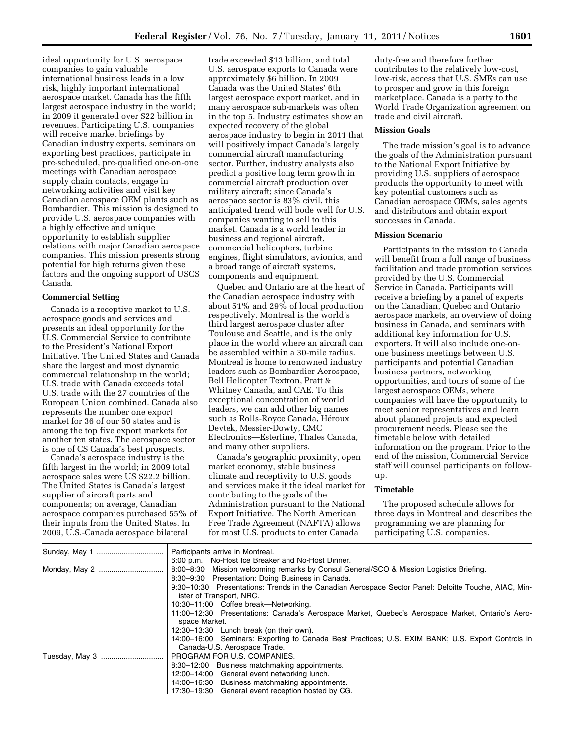ideal opportunity for U.S. aerospace companies to gain valuable international business leads in a low risk, highly important international aerospace market. Canada has the fifth largest aerospace industry in the world; in 2009 it generated over $22 billion in revenues. Participating U.S. companies will receive market briefings by Canadian industry experts, seminars on exporting best practices, participate in pre-scheduled, pre-qualified one-on-one meetings with Canadian aerospace supply chain contacts, engage in networking activities and visit key Canadian aerospace OEM plants such as Bombardier. This mission is designed to provide U.S. aerospace companies with a highly effective and unique opportunity to establish supplier relations with major Canadian aerospace companies. This mission presents strong potential for high returns given these factors and the ongoing support of USCS Canada.

**Commercial Setting**

Canada is a receptive market to U.S. aerospace goods and services and presents an ideal opportunity for the U.S. Commercial Service to contribute to the President's National Export Initiative. The United States and Canada share the largest and most dynamic commercial relationship in the world; U.S. trade with Canada exceeds total U.S. trade with the 27 countries of the European Union combined. Canada also represents the number one export market for 36 of our 50 states and is among the top five export markets for another ten states. The aerospace sector is one of CS Canada's best prospects.

Canada's aerospace industry is the fifth largest in the world; in 2009 total aerospace sales were US $22.2 billion. The United States is Canada's largest supplier of aircraft parts and components; on average, Canadian aerospace companies purchased 55% of their inputs from the United States. In 2009, U.S.-Canada aerospace bilateral trade exceeded $13 billion, and total U.S. aerospace exports to Canada were approximately $6 billion. In 2009 Canada was the United States' 6th largest aerospace export market, and in many aerospace sub-markets was often in the top 5. Industry estimates show an expected recovery of the global aerospace industry to begin in 2011 that will positively impact Canada's largely commercial aircraft manufacturing sector. Further, industry analysts also predict a positive long term growth in commercial aircraft production over military aircraft; since Canada's aerospace sector is 83% civil, this anticipated trend will bode well for U.S. companies wanting to sell to this market. Canada is a world leader in business and regional aircraft, commercial helicopters, turbine engines, flight simulators, avionics, and a broad range of aircraft systems, components and equipment.

Quebec and Ontario are at the heart of the Canadian aerospace industry with about 51% and 29% of local production respectively. Montreal is the world's third largest aerospace cluster after Toulouse and Seattle, and is the only place in the world where an aircraft can be assembled within a 30-mile radius. Montreal is home to renowned industry leaders such as Bombardier Aerospace, Bell Helicopter Textron, Pratt & Whitney Canada, and CAE. To this exceptional concentration of world leaders, we can add other big names such as Rolls-Royce Canada, Héroux Devtek, Messier-Dowty, CMC Electronics—Esterline, Thales Canada, and many other suppliers.

Canada's geographic proximity, open market economy, stable business climate and receptivity to U.S. goods and services make it the ideal market for contributing to the goals of the Administration pursuant to the National Export Initiative. The North American Free Trade Agreement (NAFTA) allows for most U.S. products to enter Canada duty-free and therefore further contributes to the relatively low-cost, low-risk, access that U.S. SMEs can use to prosper and grow in this foreign marketplace. Canada is a party to the World Trade Organization agreement on trade and civil aircraft.

**Mission Goals**

The trade mission's goal is to advance the goals of the Administration pursuant to the National Export Initiative by providing U.S. suppliers of aerospace products the opportunity to meet with key potential customers such as Canadian aerospace OEMs, sales agents and distributors and obtain export successes in Canada.

**Mission Scenario**

Participants in the mission to Canada will benefit from a full range of business facilitation and trade promotion services provided by the U.S. Commercial Service in Canada. Participants will receive a briefing by a panel of experts on the Canadian, Quebec and Ontario aerospace markets, an overview of doing business in Canada, and seminars with additional key information for U.S. exporters. It will also include one-on-one business meetings between U.S. participants and potential Canadian business partners, networking opportunities, and tours of some of the largest aerospace OEMs, where companies will have the opportunity to meet senior representatives and learn about planned projects and expected procurement needs. Please see the timetable below with detailed information on the program. Prior to the end of the mission, Commercial Service staff will counsel participants on follow-up.

**Timetable**

The proposed schedule allows for three days in Montreal and describes the programming we are planning for participating U.S. companies.

| | |
|---|---|
| Sunday, May 1 | Participants arrive in Montreal.<br>6:00 p.m. No-Host Ice Breaker and No-Host Dinner. |
| Monday, May 2 | 8:00–8:30 Mission welcoming remarks by Consul General/SCO & Mission Logistics Briefing.<br>8:30–9:30 Presentation: Doing Business in Canada.<br>9:30–10:30 Presentations: Trends in the Canadian Aerospace Sector Panel: Deloitte Touche, AIAC, Minister of Transport, NRC.<br>10:30–11:00 Coffee break—Networking.<br>11:00–12:30 Presentations: Canada's Aerospace Market, Quebec's Aerospace Market, Ontario's Aerospace Market.<br>12:30–13:30 Lunch break (on their own).<br>14:00–16:00 Seminars: Exporting to Canada Best Practices; U.S. EXIM BANK; U.S. Export Controls in Canada-U.S. Aerospace Trade. |
| Tuesday, May 3 | PROGRAM FOR U.S. COMPANIES.<br>8:30–12:00 Business matchmaking appointments.<br>12:00–14:00 General event networking lunch.<br>14:00–16:30 Business matchmaking appointments.<br>17:30–19:30 General event reception hosted by CG. |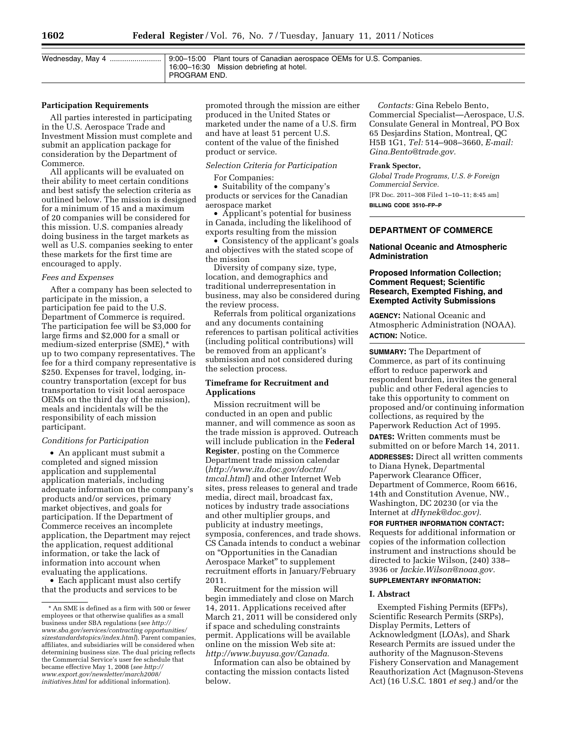| | |
|---|---|
| Wednesday, May 4 | 9:00–15:00 Plant tours of Canadian aerospace OEMs for U.S. Companies.<br>16:00–16:30 Mission debriefing at hotel.<br>PROGRAM END. |

**Participation Requirements**

All parties interested in participating in the U.S. Aerospace Trade and Investment Mission must complete and submit an application package for consideration by the Department of Commerce.

All applicants will be evaluated on their ability to meet certain conditions and best satisfy the selection criteria as outlined below. The mission is designed for a minimum of 15 and a maximum of 20 companies will be considered for this mission. U.S. companies already doing business in the target markets as well as U.S. companies seeking to enter these markets for the first time are encouraged to apply.

*Fees and Expenses*

After a company has been selected to participate in the mission, a participation fee paid to the U.S. Department of Commerce is required. The participation fee will be $3,000 for large firms and $2,000 for a small or medium-sized enterprise (SME),* with up to two company representatives. The fee for a third company representative is $250. Expenses for travel, lodging, in-country transportation (except for bus transportation to visit local aerospace OEMs on the third day of the mission), meals and incidentals will be the responsibility of each mission participant.

*Conditions for Participation*

- An applicant must submit a completed and signed mission application and supplemental application materials, including adequate information on the company's products and/or services, primary market objectives, and goals for participation. If the Department of Commerce receives an incomplete application, the Department may reject the application, request additional information, or take the lack of information into account when evaluating the applications.
- Each applicant must also certify that the products and services to be promoted through the mission are either produced in the United States or marketed under the name of a U.S. firm and have at least 51 percent U.S. content of the value of the finished product or service.

*Selection Criteria for Participation*

For Companies:

- Suitability of the company's products or services for the Canadian aerospace market
- Applicant's potential for business in Canada, including the likelihood of exports resulting from the mission
- Consistency of the applicant's goals and objectives with the stated scope of the mission

Diversity of company size, type, location, and demographics and traditional underrepresentation in business, may also be considered during the review process.

Referrals from political organizations and any documents containing references to partisan political activities (including political contributions) will be removed from an applicant's submission and not considered during the selection process.

**Timeframe for Recruitment and Applications**

Mission recruitment will be conducted in an open and public manner, and will commence as soon as the trade mission is approved. Outreach will include publication in the **Federal Register**, posting on the Commerce Department trade mission calendar (*http://www.ita.doc.gov/doctm/tmcal.html*) and other Internet Web sites, press releases to general and trade media, direct mail, broadcast fax, notices by industry trade associations and other multiplier groups, and publicity at industry meetings, symposia, conferences, and trade shows. CS Canada intends to conduct a webinar on "Opportunities in the Canadian Aerospace Market" to supplement recruitment efforts in January/February 2011.

Recruitment for the mission will begin immediately and close on March 14, 2011. Applications received after March 21, 2011 will be considered only if space and scheduling constraints permit. Applications will be available online on the mission Web site at: *http://www.buyusa.gov/Canada.*

Information can also be obtained by contacting the mission contacts listed below.

*Contacts:* Gina Rebelo Bento, Commercial Specialist—Aerospace, U.S. Consulate General in Montreal, PO Box 65 Desjardins Station, Montreal, QC H5B 1G1, *Tel:* 514–908–3660, *E-mail: Gina.Bento@trade.gov*.

**Frank Spector,**

*Global Trade Programs, U.S. & Foreign Commercial Service.*

[FR Doc. 2011–308 Filed 1–10–11; 8:45 am]

**BILLING CODE 3510–FP–P**

\* An SME is defined as a firm with 500 or fewer employees or that otherwise qualifies as a small business under SBA regulations (*see http://www.sba.gov/services/contracting opportunities/sizestandardstopics/index.html*). Parent companies, affiliates, and subsidiaries will be considered when determining business size. The dual pricing reflects the Commercial Service's user fee schedule that became effective May 1, 2008 (*see http://www.export.gov/newsletter/march2008/initiatives.html* for additional information).

## DEPARTMENT OF COMMERCE

### National Oceanic and Atmospheric Administration

### Proposed Information Collection; Comment Request; Scientific Research, Exempted Fishing, and Exempted Activity Submissions

**AGENCY:** National Oceanic and Atmospheric Administration (NOAA).

**ACTION:** Notice.

**SUMMARY:** The Department of Commerce, as part of its continuing effort to reduce paperwork and respondent burden, invites the general public and other Federal agencies to take this opportunity to comment on proposed and/or continuing information collections, as required by the Paperwork Reduction Act of 1995.

**DATES:** Written comments must be submitted on or before March 14, 2011.

**ADDRESSES:** Direct all written comments to Diana Hynek, Departmental Paperwork Clearance Officer, Department of Commerce, Room 6616, 14th and Constitution Avenue, NW., Washington, DC 20230 (or via the Internet at *dHynek@doc.gov).*

**FOR FURTHER INFORMATION CONTACT:** Requests for additional information or copies of the information collection instrument and instructions should be directed to Jackie Wilson, (240) 338–3936 or *Jackie.Wilson@noaa.gov.*

**SUPPLEMENTARY INFORMATION:**

**I. Abstract**

Exempted Fishing Permits (EFPs), Scientific Research Permits (SRPs), Display Permits, Letters of Acknowledgment (LOAs), and Shark Research Permits are issued under the authority of the Magnuson-Stevens Fishery Conservation and Management Reauthorization Act (Magnuson-Stevens Act) (16 U.S.C. 1801 *et seq.*) and/or the